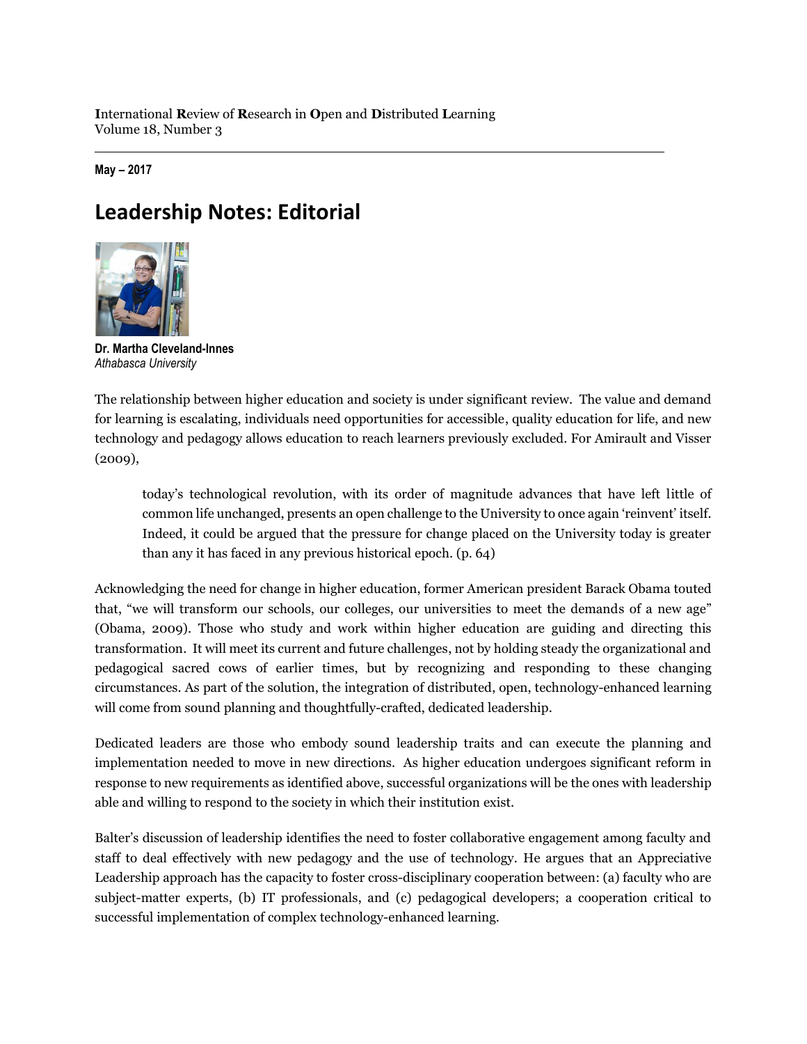**I**nternational **R**eview of **R**esearch in **O**pen and **D**istributed **L**earning
Volume 18, Number 3

**May – 2017**

# Leadership Notes: Editorial

**Dr. Martha Cleveland-Innes**
*Athabasca University*

The relationship between higher education and society is under significant review. The value and demand for learning is escalating, individuals need opportunities for accessible, quality education for life, and new technology and pedagogy allows education to reach learners previously excluded. For Amirault and Visser (2009),

> today's technological revolution, with its order of magnitude advances that have left little of common life unchanged, presents an open challenge to the University to once again 'reinvent' itself. Indeed, it could be argued that the pressure for change placed on the University today is greater than any it has faced in any previous historical epoch. (p. 64)

Acknowledging the need for change in higher education, former American president Barack Obama touted that, "we will transform our schools, our colleges, our universities to meet the demands of a new age" (Obama, 2009). Those who study and work within higher education are guiding and directing this transformation. It will meet its current and future challenges, not by holding steady the organizational and pedagogical sacred cows of earlier times, but by recognizing and responding to these changing circumstances. As part of the solution, the integration of distributed, open, technology-enhanced learning will come from sound planning and thoughtfully-crafted, dedicated leadership.

Dedicated leaders are those who embody sound leadership traits and can execute the planning and implementation needed to move in new directions. As higher education undergoes significant reform in response to new requirements as identified above, successful organizations will be the ones with leadership able and willing to respond to the society in which their institution exist.

Balter's discussion of leadership identifies the need to foster collaborative engagement among faculty and staff to deal effectively with new pedagogy and the use of technology. He argues that an Appreciative Leadership approach has the capacity to foster cross-disciplinary cooperation between: (a) faculty who are subject-matter experts, (b) IT professionals, and (c) pedagogical developers; a cooperation critical to successful implementation of complex technology-enhanced learning.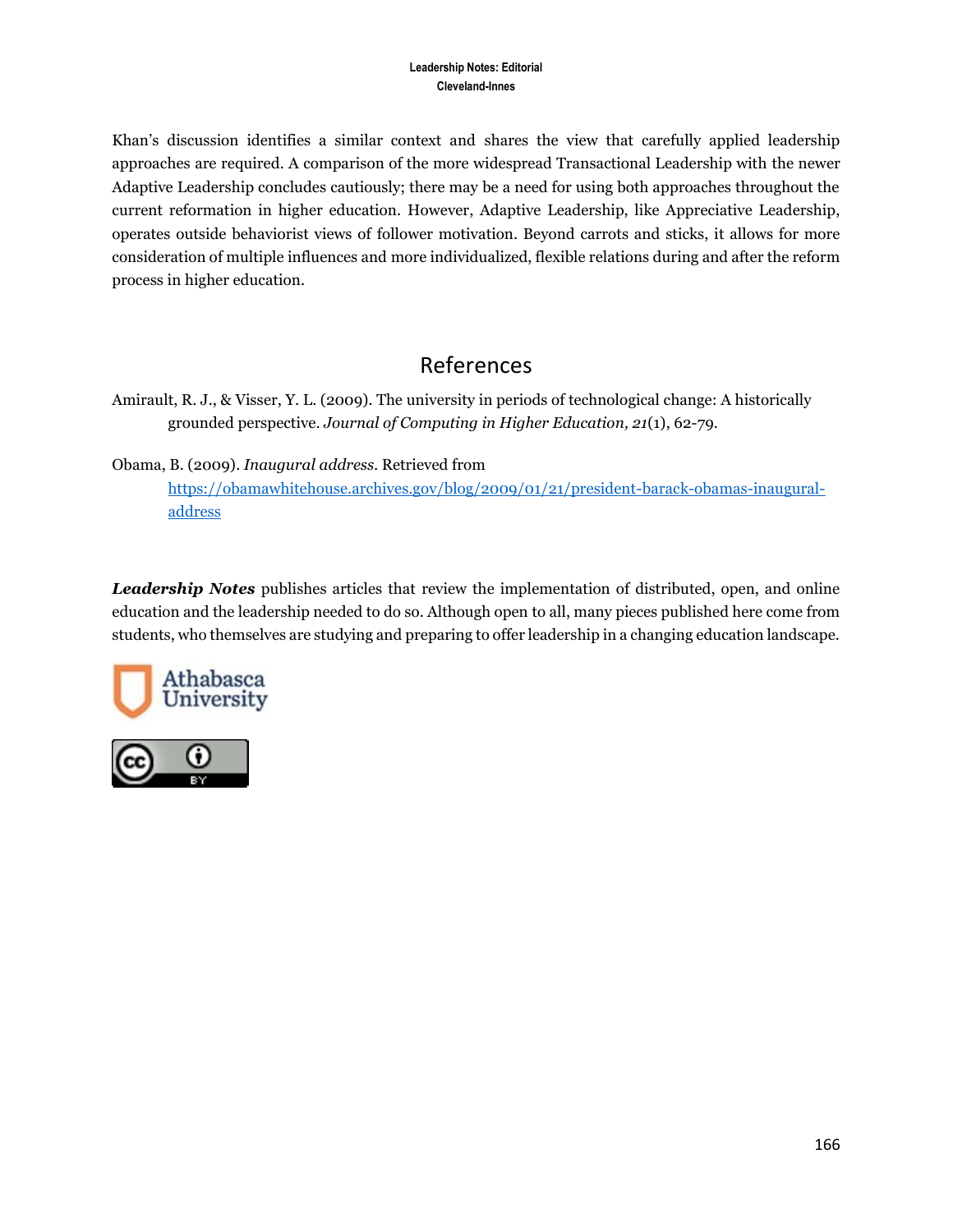Khan's discussion identifies a similar context and shares the view that carefully applied leadership approaches are required. A comparison of the more widespread Transactional Leadership with the newer Adaptive Leadership concludes cautiously; there may be a need for using both approaches throughout the current reformation in higher education. However, Adaptive Leadership, like Appreciative Leadership, operates outside behaviorist views of follower motivation. Beyond carrots and sticks, it allows for more consideration of multiple influences and more individualized, flexible relations during and after the reform process in higher education.

## References

Amirault, R. J., & Visser, Y. L. (2009). The university in periods of technological change: A historically grounded perspective. *Journal of Computing in Higher Education, 21*(1), 62-79.

Obama, B. (2009). *Inaugural address*. Retrieved from https://obamawhitehouse.archives.gov/blog/2009/01/21/president-barack-obamas-inaugural-address

***Leadership Notes*** publishes articles that review the implementation of distributed, open, and online education and the leadership needed to do so. Although open to all, many pieces published here come from students, who themselves are studying and preparing to offer leadership in a changing education landscape.